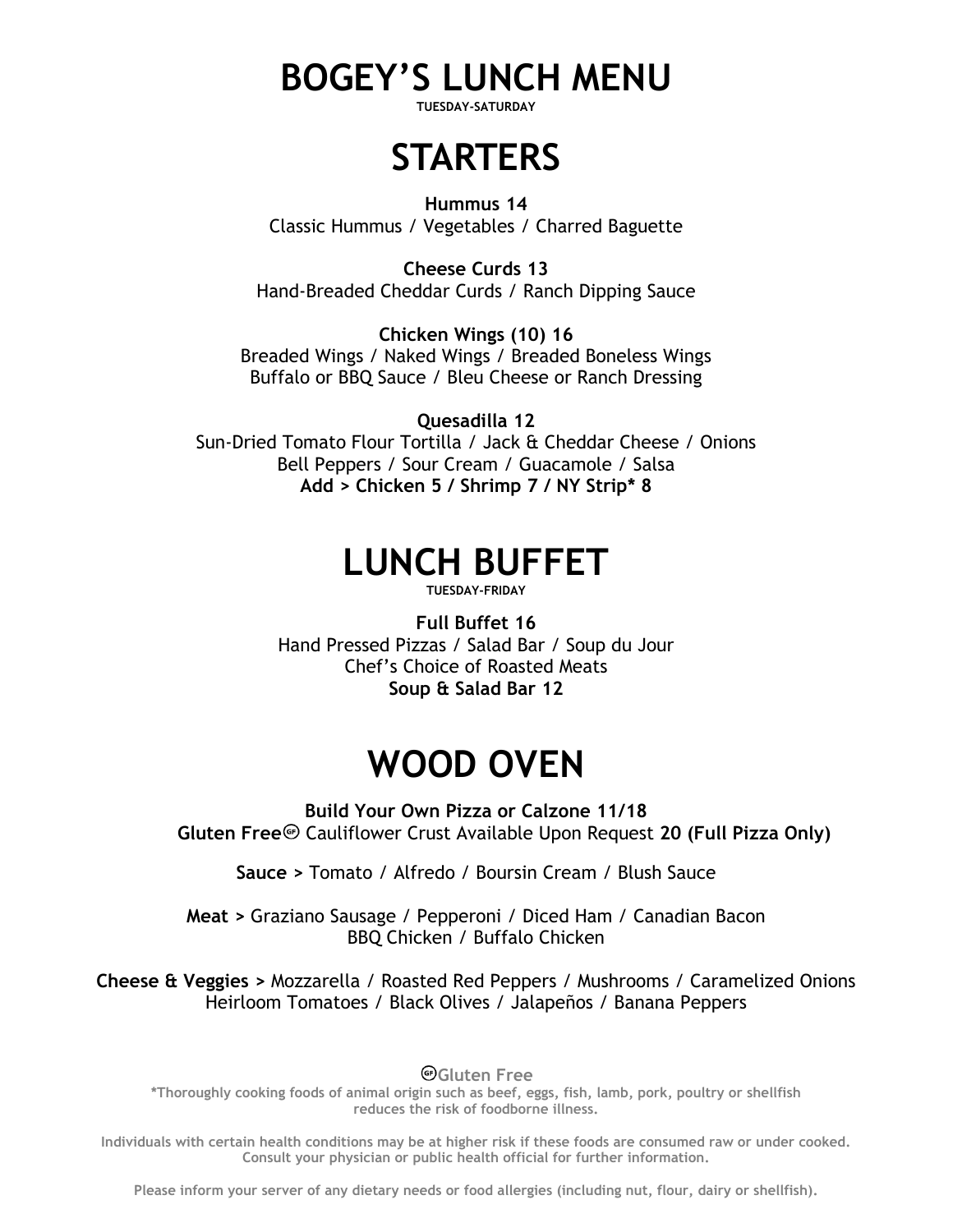# BOGEY'S LUNCH MENU

TUESDAY-SATURDAY

## STARTERS

**Hummus 14**
Classic Hummus / Vegetables / Charred Baguette

**Cheese Curds 13**
Hand-Breaded Cheddar Curds / Ranch Dipping Sauce

**Chicken Wings (10) 16**
Breaded Wings / Naked Wings / Breaded Boneless Wings
Buffalo or BBQ Sauce / Bleu Cheese or Ranch Dressing

**Quesadilla 12**
Sun-Dried Tomato Flour Tortilla / Jack & Cheddar Cheese / Onions
Bell Peppers / Sour Cream / Guacamole / Salsa
**Add > Chicken 5 / Shrimp 7 / NY Strip* 8**

## LUNCH BUFFET

TUESDAY-FRIDAY

**Full Buffet 16**
Hand Pressed Pizzas / Salad Bar / Soup du Jour
Chef's Choice of Roasted Meats
**Soup & Salad Bar 12**

## WOOD OVEN

**Build Your Own Pizza or Calzone 11/18**
**Gluten Free**(GF) Cauliflower Crust Available Upon Request **20 (Full Pizza Only)**

**Sauce >** Tomato / Alfredo / Boursin Cream / Blush Sauce

**Meat >** Graziano Sausage / Pepperoni / Diced Ham / Canadian Bacon
BBQ Chicken / Buffalo Chicken

**Cheese & Veggies >** Mozzarella / Roasted Red Peppers / Mushrooms / Caramelized Onions
Heirloom Tomatoes / Black Olives / Jalapeños / Banana Peppers

(GF) Gluten Free

*Thoroughly cooking foods of animal origin such as beef, eggs, fish, lamb, pork, poultry or shellfish reduces the risk of foodborne illness.

Individuals with certain health conditions may be at higher risk if these foods are consumed raw or under cooked. Consult your physician or public health official for further information.

Please inform your server of any dietary needs or food allergies (including nut, flour, dairy or shellfish).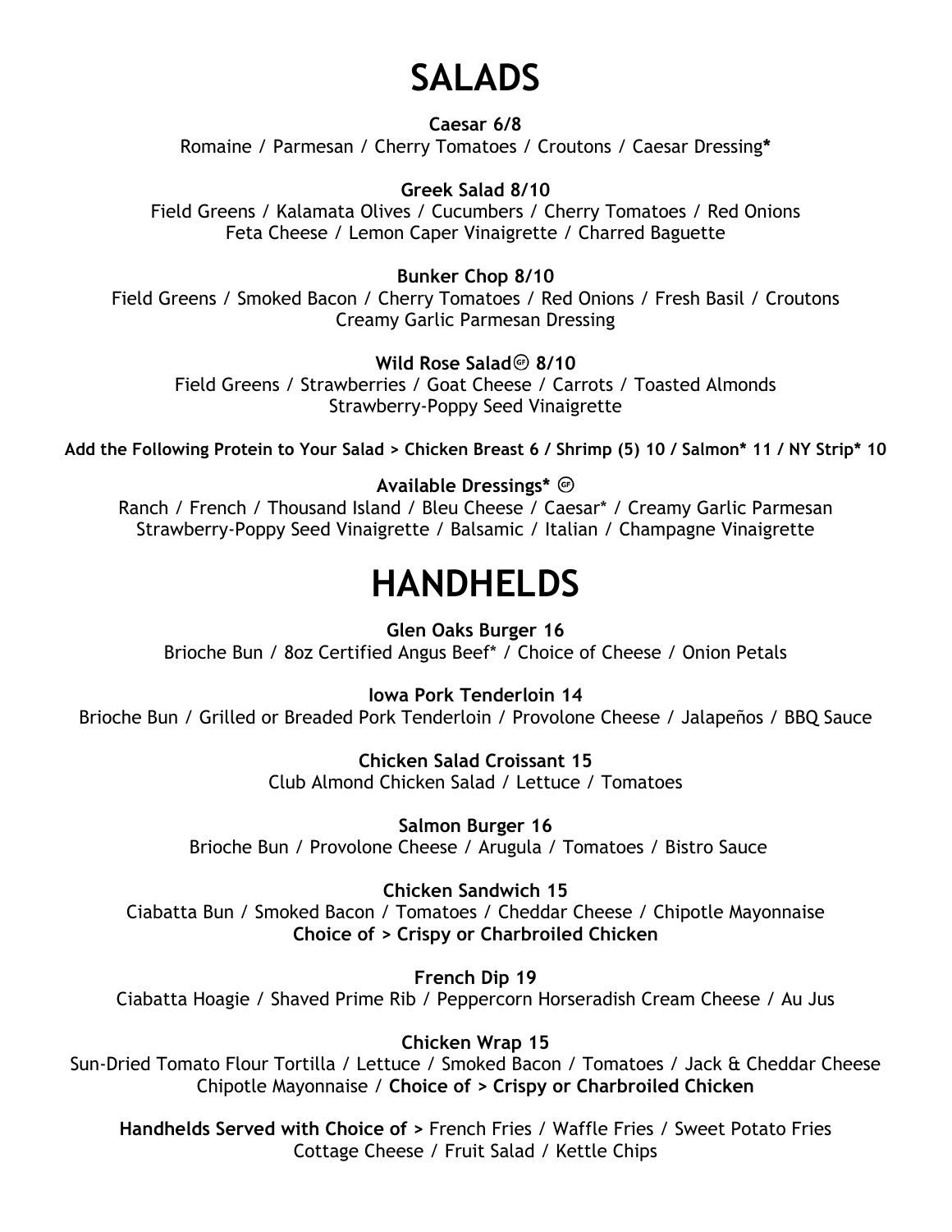# SALADS

**Caesar 6/8**
Romaine / Parmesan / Cherry Tomatoes / Croutons / Caesar Dressing**\***

**Greek Salad 8/10**
Field Greens / Kalamata Olives / Cucumbers / Cherry Tomatoes / Red Onions
Feta Cheese / Lemon Caper Vinaigrette / Charred Baguette

**Bunker Chop 8/10**
Field Greens / Smoked Bacon / Cherry Tomatoes / Red Onions / Fresh Basil / Croutons
Creamy Garlic Parmesan Dressing

**Wild Rose Salad ⓖ 8/10**
Field Greens / Strawberries / Goat Cheese / Carrots / Toasted Almonds
Strawberry-Poppy Seed Vinaigrette

**Add the Following Protein to Your Salad > Chicken Breast 6 / Shrimp (5) 10 / Salmon* 11 / NY Strip* 10**

**Available Dressings* ⓖ**
Ranch / French / Thousand Island / Bleu Cheese / Caesar* / Creamy Garlic Parmesan
Strawberry-Poppy Seed Vinaigrette / Balsamic / Italian / Champagne Vinaigrette

# HANDHELDS

**Glen Oaks Burger 16**
Brioche Bun / 8oz Certified Angus Beef* / Choice of Cheese / Onion Petals

**Iowa Pork Tenderloin 14**
Brioche Bun / Grilled or Breaded Pork Tenderloin / Provolone Cheese / Jalapeños / BBQ Sauce

**Chicken Salad Croissant 15**
Club Almond Chicken Salad / Lettuce / Tomatoes

**Salmon Burger 16**
Brioche Bun / Provolone Cheese / Arugula / Tomatoes / Bistro Sauce

**Chicken Sandwich 15**
Ciabatta Bun / Smoked Bacon / Tomatoes / Cheddar Cheese / Chipotle Mayonnaise
**Choice of > Crispy or Charbroiled Chicken**

**French Dip 19**
Ciabatta Hoagie / Shaved Prime Rib / Peppercorn Horseradish Cream Cheese / Au Jus

**Chicken Wrap 15**
Sun-Dried Tomato Flour Tortilla / Lettuce / Smoked Bacon / Tomatoes / Jack & Cheddar Cheese
Chipotle Mayonnaise / **Choice of > Crispy or Charbroiled Chicken**

**Handhelds Served with Choice of >** French Fries / Waffle Fries / Sweet Potato Fries
Cottage Cheese / Fruit Salad / Kettle Chips